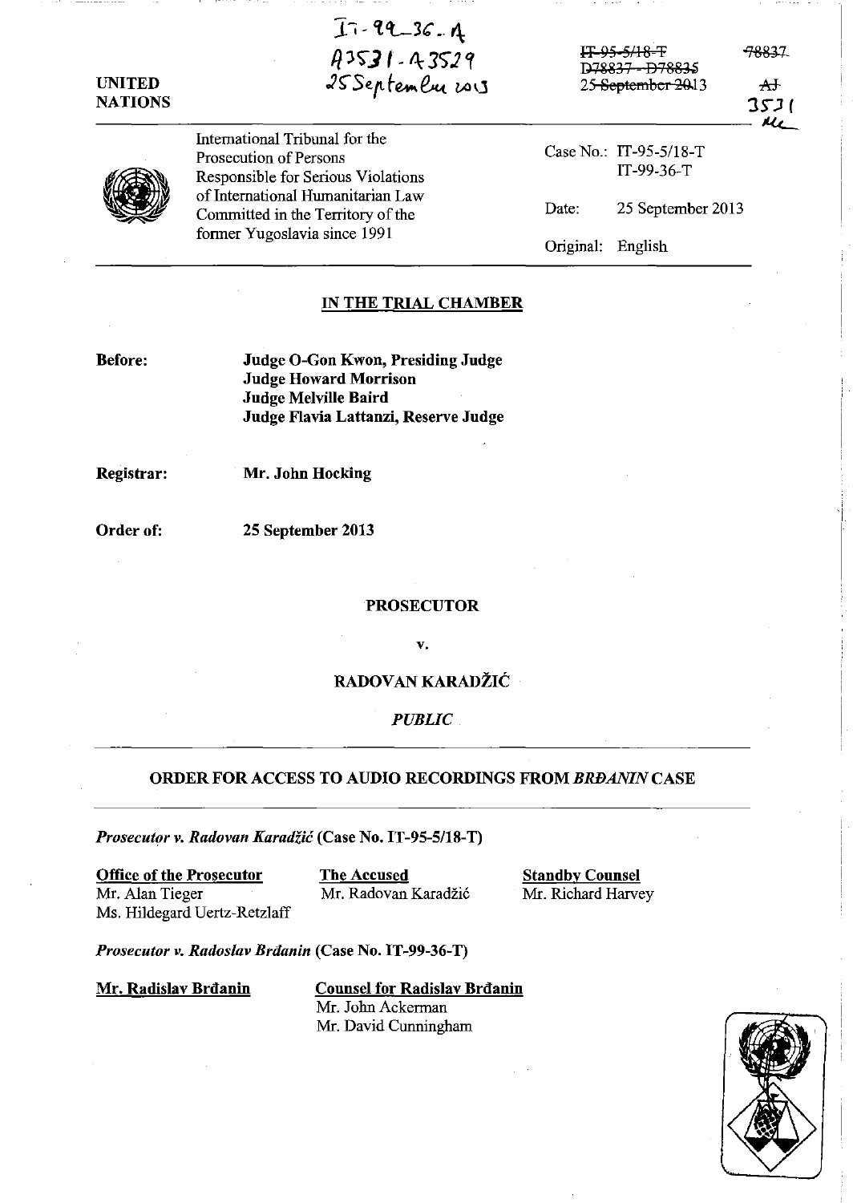IT-99-36-A
A3531-A3529
25 September 2013

~~IT-95-5/18-T~~
~~D78837 - D78835~~
~~25 September 2013~~

~~78837~~
~~AJ~~
3531

UNITED NATIONS

International Tribunal for the Prosecution of Persons Responsible for Serious Violations of International Humanitarian Law Committed in the Territory of the former Yugoslavia since 1991

Case No.: IT-95-5/18-T
IT-99-36-T

Date: 25 September 2013

Original: English

## IN THE TRIAL CHAMBER

**Before:** **Judge O-Gon Kwon, Presiding Judge**
**Judge Howard Morrison**
**Judge Melville Baird**
**Judge Flavia Lattanzi, Reserve Judge**

**Registrar:** **Mr. John Hocking**

**Order of:** **25 September 2013**

**PROSECUTOR**

**v.**

**RADOVAN KARADŽIĆ**

***PUBLIC***

## ORDER FOR ACCESS TO AUDIO RECORDINGS FROM *BRĐANIN* CASE

***Prosecutor v. Radovan Karadžić* (Case No. IT-95-5/18-T)**

**Office of the Prosecutor**
Mr. Alan Tieger
Ms. Hildegard Uertz-Retzlaff

**The Accused**
Mr. Radovan Karadžić

**Standby Counsel**
Mr. Richard Harvey

***Prosecutor v. Radoslav Brđanin* (Case No. IT-99-36-T)**

**Mr. Radislav Brđanin**

**Counsel for Radislav Brđanin**
Mr. John Ackerman
Mr. David Cunningham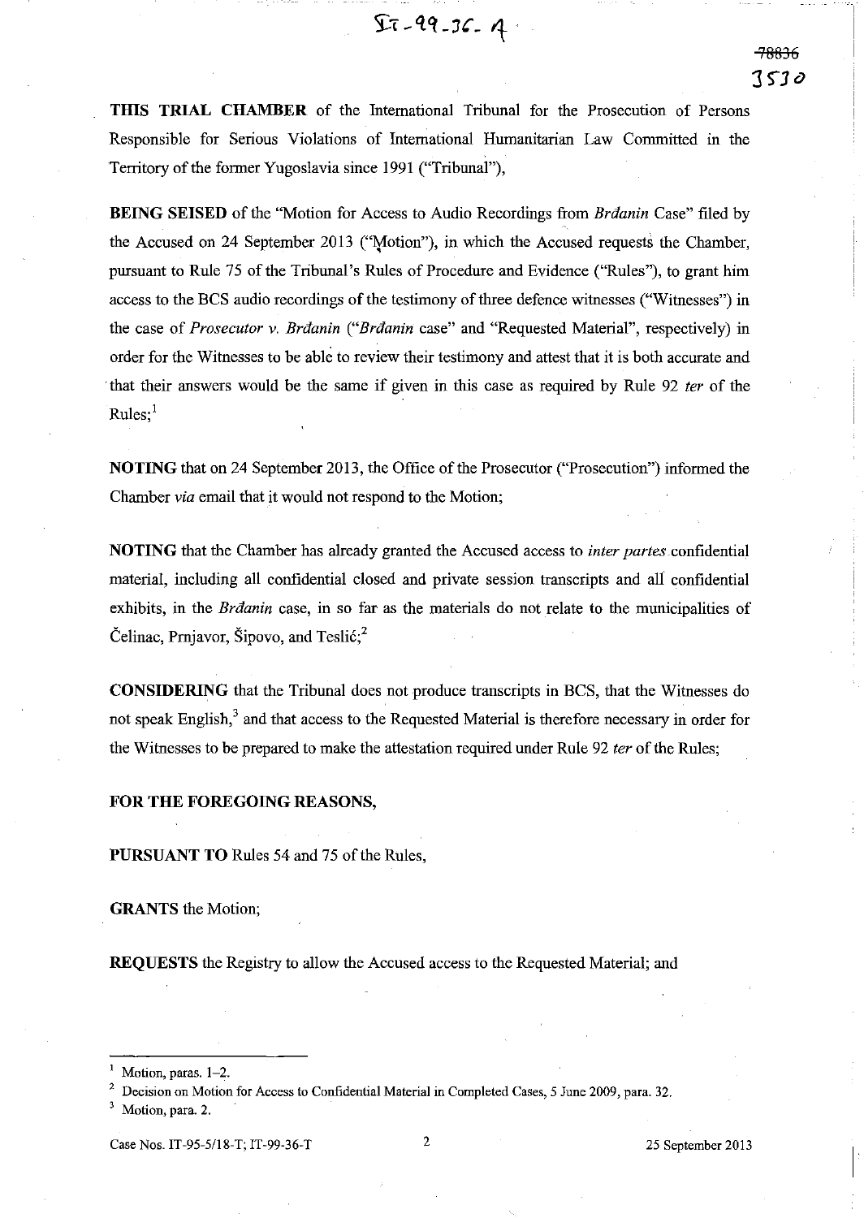**THIS TRIAL CHAMBER** of the International Tribunal for the Prosecution of Persons Responsible for Serious Violations of International Humanitarian Law Committed in the Territory of the former Yugoslavia since 1991 ("Tribunal"),

**BEING SEISED** of the "Motion for Access to Audio Recordings from *Brđanin* Case" filed by the Accused on 24 September 2013 ("Motion"), in which the Accused requests the Chamber, pursuant to Rule 75 of the Tribunal's Rules of Procedure and Evidence ("Rules"), to grant him access to the BCS audio recordings of the testimony of three defence witnesses ("Witnesses") in the case of *Prosecutor v. Brđanin* ("*Brđanin* case" and "Requested Material", respectively) in order for the Witnesses to be able to review their testimony and attest that it is both accurate and that their answers would be the same if given in this case as required by Rule 92 *ter* of the Rules;[1]

**NOTING** that on 24 September 2013, the Office of the Prosecutor ("Prosecution") informed the Chamber *via* email that it would not respond to the Motion;

**NOTING** that the Chamber has already granted the Accused access to *inter partes* confidential material, including all confidential closed and private session transcripts and all confidential exhibits, in the *Brđanin* case, in so far as the materials do not relate to the municipalities of Čelinac, Prnjavor, Šipovo, and Teslić;[2]

**CONSIDERING** that the Tribunal does not produce transcripts in BCS, that the Witnesses do not speak English,[3] and that access to the Requested Material is therefore necessary in order for the Witnesses to be prepared to make the attestation required under Rule 92 *ter* of the Rules;

**FOR THE FOREGOING REASONS,**

**PURSUANT TO** Rules 54 and 75 of the Rules,

**GRANTS** the Motion;

**REQUESTS** the Registry to allow the Accused access to the Requested Material; and

---

[1] Motion, paras. 1–2.

[2] Decision on Motion for Access to Confidential Material in Completed Cases, 5 June 2009, para. 32.

[3] Motion, para. 2.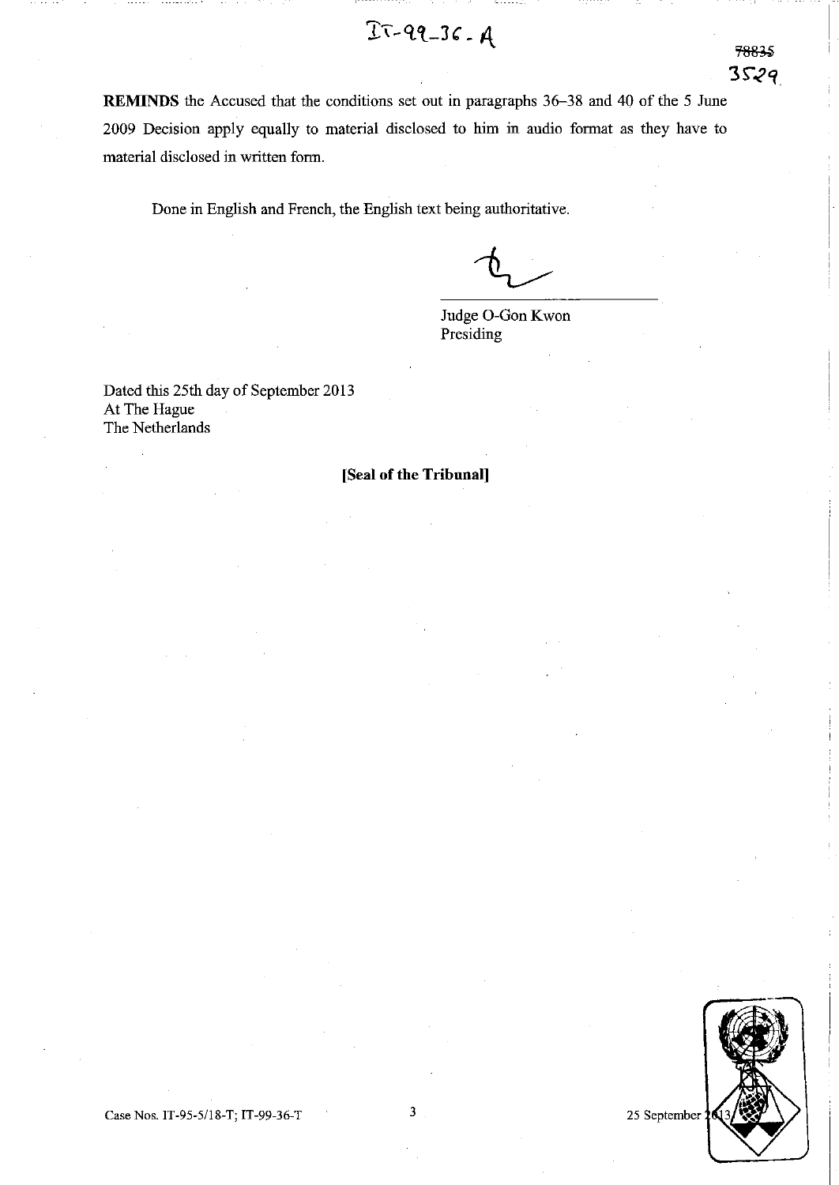**REMINDS** the Accused that the conditions set out in paragraphs 36–38 and 40 of the 5 June 2009 Decision apply equally to material disclosed to him in audio format as they have to material disclosed in written form.

Done in English and French, the English text being authoritative.

Judge O-Gon Kwon
Presiding

Dated this 25th day of September 2013
At The Hague
The Netherlands

**[Seal of the Tribunal]**